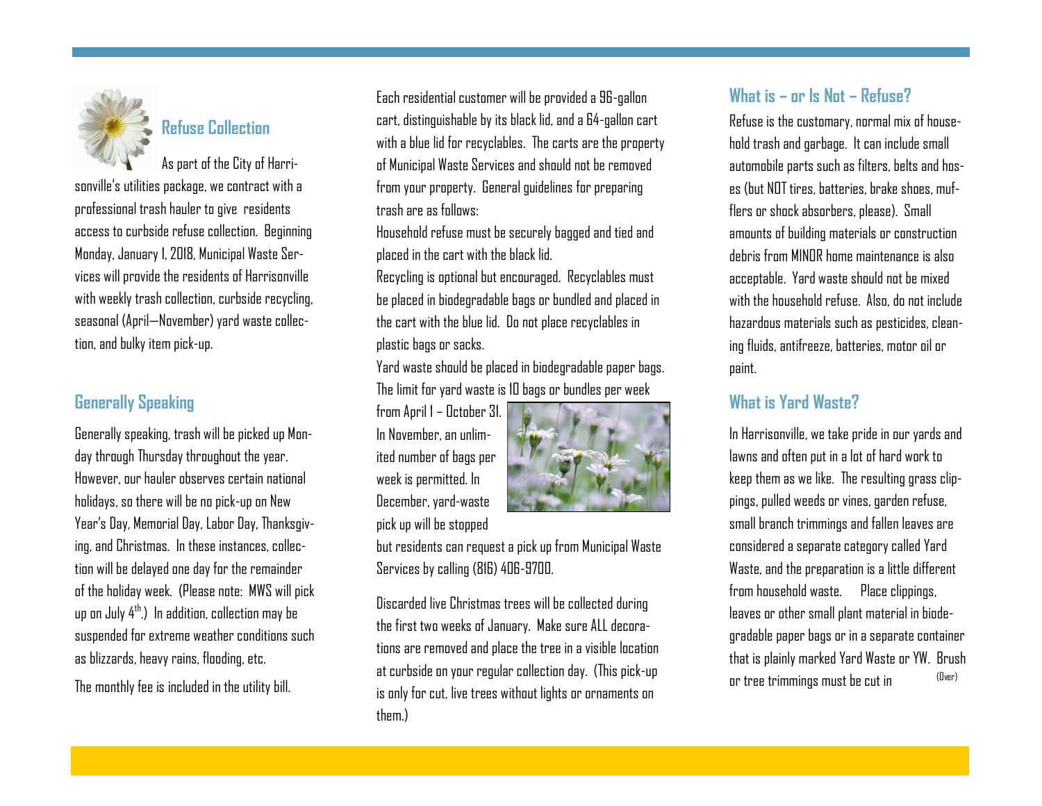## Refuse Collection

As part of the City of Harrisonville's utilities package, we contract with a professional trash hauler to give residents access to curbside refuse collection. Beginning Monday, January 1, 2018, Municipal Waste Services will provide the residents of Harrisonville with weekly trash collection, curbside recycling, seasonal (April—November) yard waste collection, and bulky item pick-up.

## Generally Speaking

Generally speaking, trash will be picked up Monday through Thursday throughout the year. However, our hauler observes certain national holidays, so there will be no pick-up on New Year's Day, Memorial Day, Labor Day, Thanksgiving, and Christmas. In these instances, collection will be delayed one day for the remainder of the holiday week. (Please note: MWS will pick up on July 4th.) In addition, collection may be suspended for extreme weather conditions such as blizzards, heavy rains, flooding, etc.

The monthly fee is included in the utility bill.

Each residential customer will be provided a 96-gallon cart, distinguishable by its black lid, and a 64-gallon cart with a blue lid for recyclables. The carts are the property of Municipal Waste Services and should not be removed from your property. General guidelines for preparing trash are as follows:

Household refuse must be securely bagged and tied and placed in the cart with the black lid.

Recycling is optional but encouraged. Recyclables must be placed in biodegradable bags or bundled and placed in the cart with the blue lid. Do not place recyclables in plastic bags or sacks.

Yard waste should be placed in biodegradable paper bags. The limit for yard waste is 10 bags or bundles per week from April 1 – October 31. In November, an unlimited number of bags per week is permitted. In December, yard-waste pick up will be stopped but residents can request a pick up from Municipal Waste Services by calling (816) 406-9700.

Discarded live Christmas trees will be collected during the first two weeks of January. Make sure ALL decorations are removed and place the tree in a visible location at curbside on your regular collection day. (This pick-up is only for cut, live trees without lights or ornaments on them.)

## What is – or Is Not – Refuse?

Refuse is the customary, normal mix of household trash and garbage. It can include small automobile parts such as filters, belts and hoses (but NOT tires, batteries, brake shoes, mufflers or shock absorbers, please). Small amounts of building materials or construction debris from MINOR home maintenance is also acceptable. Yard waste should not be mixed with the household refuse. Also, do not include hazardous materials such as pesticides, cleaning fluids, antifreeze, batteries, motor oil or paint.

## What is Yard Waste?

In Harrisonville, we take pride in our yards and lawns and often put in a lot of hard work to keep them as we like. The resulting grass clippings, pulled weeds or vines, garden refuse, small branch trimmings and fallen leaves are considered a separate category called Yard Waste, and the preparation is a little different from household waste. Place clippings, leaves or other small plant material in biodegradable paper bags or in a separate container that is plainly marked Yard Waste or YW. Brush or tree trimmings must be cut in

(Over)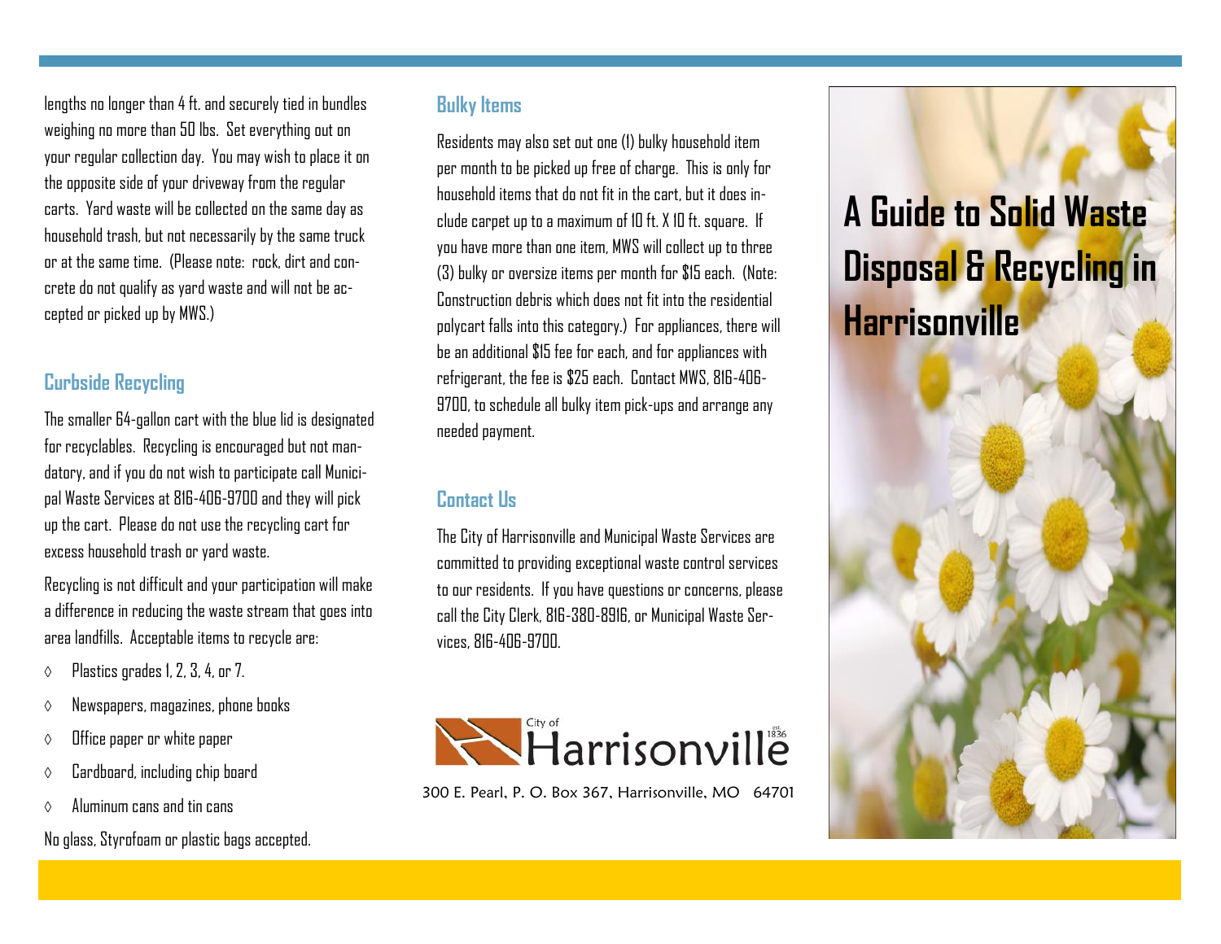lengths no longer than 4 ft. and securely tied in bundles weighing no more than 50 lbs. Set everything out on your regular collection day. You may wish to place it on the opposite side of your driveway from the regular carts. Yard waste will be collected on the same day as household trash, but not necessarily by the same truck or at the same time. (Please note: rock, dirt and concrete do not qualify as yard waste and will not be accepted or picked up by MWS.)

## Curbside Recycling

The smaller 64-gallon cart with the blue lid is designated for recyclables. Recycling is encouraged but not mandatory, and if you do not wish to participate call Municipal Waste Services at 816-406-9700 and they will pick up the cart. Please do not use the recycling cart for excess household trash or yard waste.

Recycling is not difficult and your participation will make a difference in reducing the waste stream that goes into area landfills. Acceptable items to recycle are:

- Plastics grades 1, 2, 3, 4, or 7.
- Newspapers, magazines, phone books
- Office paper or white paper
- Cardboard, including chip board
- Aluminum cans and tin cans

No glass, Styrofoam or plastic bags accepted.

## Bulky Items

Residents may also set out one (1) bulky household item per month to be picked up free of charge. This is only for household items that do not fit in the cart, but it does include carpet up to a maximum of 10 ft. X 10 ft. square. If you have more than one item, MWS will collect up to three (3) bulky or oversize items per month for $15 each. (Note: Construction debris which does not fit into the residential polycart falls into this category.) For appliances, there will be an additional $15 fee for each, and for appliances with refrigerant, the fee is $25 each. Contact MWS, 816-406-9700, to schedule all bulky item pick-ups and arrange any needed payment.

## Contact Us

The City of Harrisonville and Municipal Waste Services are committed to providing exceptional waste control services to our residents. If you have questions or concerns, please call the City Clerk, 816-380-8916, or Municipal Waste Services, 816-406-9700.

City of Harrisonville est. 1836

300 E. Pearl, P. O. Box 367, Harrisonville, MO 64701

# A Guide to Solid Waste Disposal & Recycling in Harrisonville